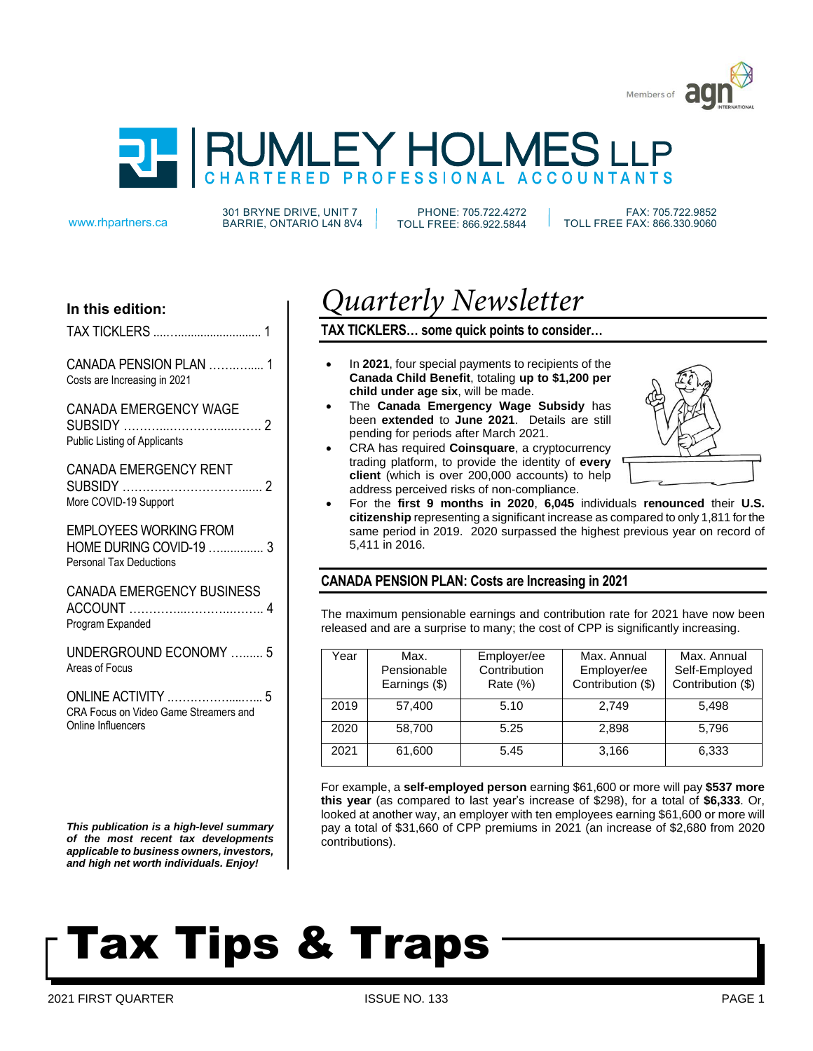# RUMLEY HOLMES LLP

CHARTERED PROFESSIONAL ACCOUNTANTS

Members of agn INTERNATIONAL

www.rhpartners.ca

301 BRYNE DRIVE, UNIT 7
BARRIE, ONTARIO L4N 8V4

PHONE: 705.722.4272
TOLL FREE: 866.922.5844

FAX: 705.722.9852
TOLL FREE FAX: 866.330.9060

**In this edition:**

TAX TICKLERS ..... 1

CANADA PENSION PLAN ..... 1
Costs are Increasing in 2021

CANADA EMERGENCY WAGE SUBSIDY ..... 2
Public Listing of Applicants

CANADA EMERGENCY RENT SUBSIDY ..... 2
More COVID-19 Support

EMPLOYEES WORKING FROM HOME DURING COVID-19 ..... 3
Personal Tax Deductions

CANADA EMERGENCY BUSINESS ACCOUNT ..... 4
Program Expanded

UNDERGROUND ECONOMY ..... 5
Areas of Focus

ONLINE ACTIVITY ..... 5
CRA Focus on Video Game Streamers and Online Influencers

***This publication is a high-level summary of the most recent tax developments applicable to business owners, investors, and high net worth individuals. Enjoy!***

# *Quarterly Newsletter*

## TAX TICKLERS… some quick points to consider…

- In **2021**, four special payments to recipients of the **Canada Child Benefit**, totaling **up to $1,200 per child under age six**, will be made.
- The **Canada Emergency Wage Subsidy** has been **extended** to **June 2021**. Details are still pending for periods after March 2021.
- CRA has required **Coinsquare**, a cryptocurrency trading platform, to provide the identity of **every client** (which is over 200,000 accounts) to help address perceived risks of non-compliance.
- For the **first 9 months in 2020**, **6,045** individuals **renounced** their **U.S. citizenship** representing a significant increase as compared to only 1,811 for the same period in 2019. 2020 surpassed the highest previous year on record of 5,411 in 2016.

## CANADA PENSION PLAN: Costs are Increasing in 2021

The maximum pensionable earnings and contribution rate for 2021 have now been released and are a surprise to many; the cost of CPP is significantly increasing.

| Year | Max. Pensionable Earnings ($) | Employer/ee Contribution Rate (%) | Max. Annual Employer/ee Contribution ($) | Max. Annual Self-Employed Contribution ($) |
|---|---|---|---|---|
| 2019 | 57,400 | 5.10 | 2,749 | 5,498 |
| 2020 | 58,700 | 5.25 | 2,898 | 5,796 |
| 2021 | 61,600 | 5.45 | 3,166 | 6,333 |

For example, a **self-employed person** earning $61,600 or more will pay **$537 more this year** (as compared to last year's increase of $298), for a total of **$6,333**. Or, looked at another way, an employer with ten employees earning $61,600 or more will pay a total of $31,660 of CPP premiums in 2021 (an increase of $2,680 from 2020 contributions).

# Tax Tips & Traps

2021 FIRST QUARTER ISSUE NO. 133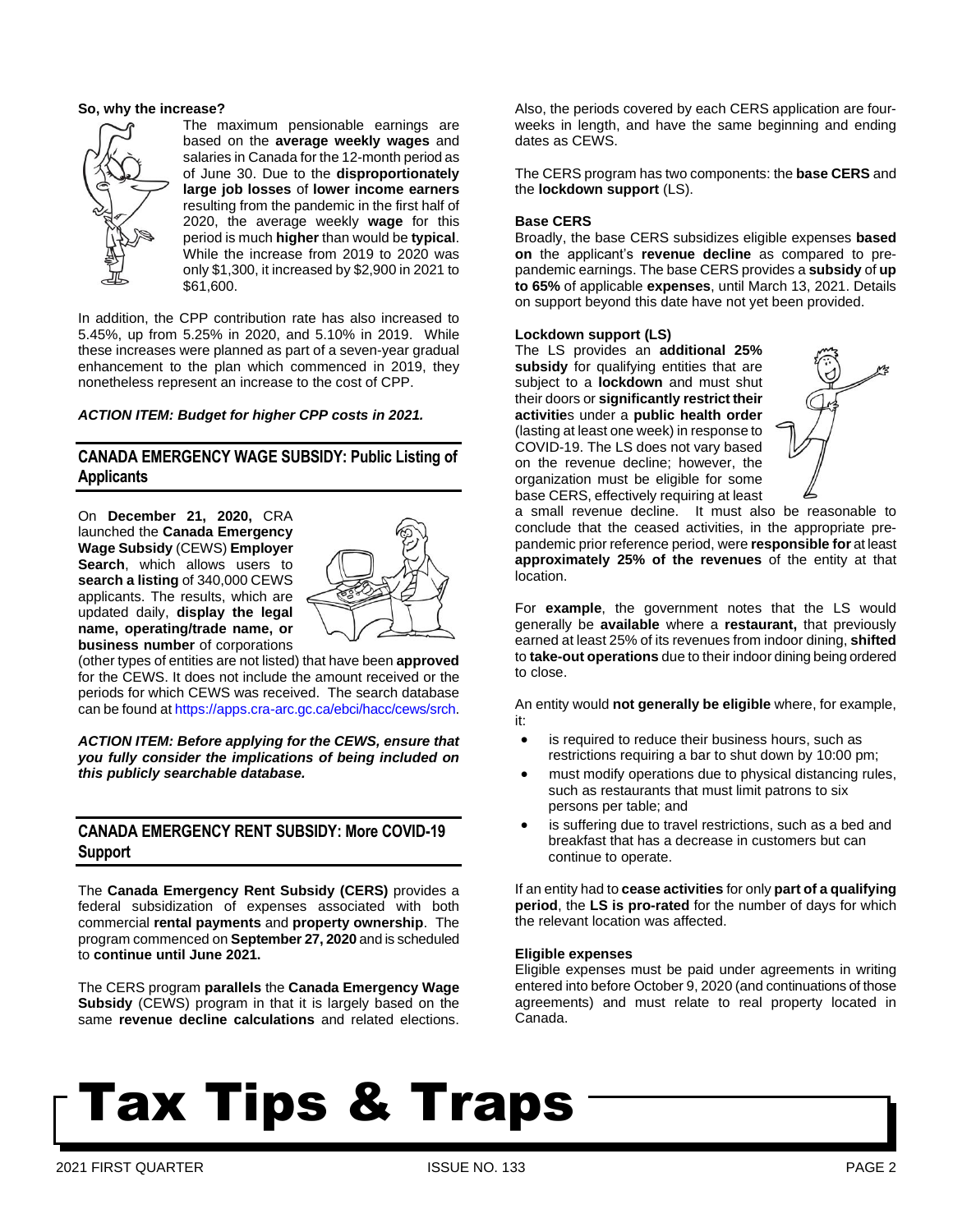**So, why the increase?**

The maximum pensionable earnings are based on the **average weekly wages** and salaries in Canada for the 12-month period as of June 30. Due to the **disproportionately large job losses** of **lower income earners** resulting from the pandemic in the first half of 2020, the average weekly **wage** for this period is much **higher** than would be **typical**. While the increase from 2019 to 2020 was only $1,300, it increased by $2,900 in 2021 to $61,600.

In addition, the CPP contribution rate has also increased to 5.45%, up from 5.25% in 2020, and 5.10% in 2019. While these increases were planned as part of a seven-year gradual enhancement to the plan which commenced in 2019, they nonetheless represent an increase to the cost of CPP.

***ACTION ITEM: Budget for higher CPP costs in 2021.***

## CANADA EMERGENCY WAGE SUBSIDY: Public Listing of Applicants

On **December 21, 2020,** CRA launched the **Canada Emergency Wage Subsidy** (CEWS) **Employer Search**, which allows users to **search a listing** of 340,000 CEWS applicants. The results, which are updated daily, **display the legal name, operating/trade name, or business number** of corporations (other types of entities are not listed) that have been **approved** for the CEWS. It does not include the amount received or the periods for which CEWS was received. The search database can be found at https://apps.cra-arc.gc.ca/ebci/hacc/cews/srch.

***ACTION ITEM: Before applying for the CEWS, ensure that you fully consider the implications of being included on this publicly searchable database.***

## CANADA EMERGENCY RENT SUBSIDY: More COVID-19 Support

The **Canada Emergency Rent Subsidy (CERS)** provides a federal subsidization of expenses associated with both commercial **rental payments** and **property ownership**. The program commenced on **September 27, 2020** and is scheduled to **continue until June 2021.**

The CERS program **parallels** the **Canada Emergency Wage Subsidy** (CEWS) program in that it is largely based on the same **revenue decline calculations** and related elections. Also, the periods covered by each CERS application are four-weeks in length, and have the same beginning and ending dates as CEWS.

The CERS program has two components: the **base CERS** and the **lockdown support** (LS).

**Base CERS**

Broadly, the base CERS subsidizes eligible expenses **based on** the applicant's **revenue decline** as compared to pre-pandemic earnings. The base CERS provides a **subsidy** of **up to 65%** of applicable **expenses**, until March 13, 2021. Details on support beyond this date have not yet been provided.

**Lockdown support (LS)**

The LS provides an **additional 25% subsidy** for qualifying entities that are subject to a **lockdown** and must shut their doors or **significantly restrict their activitie**s under a **public health order** (lasting at least one week) in response to COVID-19. The LS does not vary based on the revenue decline; however, the organization must be eligible for some base CERS, effectively requiring at least a small revenue decline. It must also be reasonable to conclude that the ceased activities, in the appropriate pre-pandemic prior reference period, were **responsible for** at least **approximately 25% of the revenues** of the entity at that location.

For **example**, the government notes that the LS would generally be **available** where a **restaurant,** that previously earned at least 25% of its revenues from indoor dining, **shifted** to **take-out operations** due to their indoor dining being ordered to close.

An entity would **not generally be eligible** where, for example, it:

- is required to reduce their business hours, such as restrictions requiring a bar to shut down by 10:00 pm;
- must modify operations due to physical distancing rules, such as restaurants that must limit patrons to six persons per table; and
- is suffering due to travel restrictions, such as a bed and breakfast that has a decrease in customers but can continue to operate.

If an entity had to **cease activities** for only **part of a qualifying period**, the **LS is pro-rated** for the number of days for which the relevant location was affected.

**Eligible expenses**

Eligible expenses must be paid under agreements in writing entered into before October 9, 2020 (and continuations of those agreements) and must relate to real property located in Canada.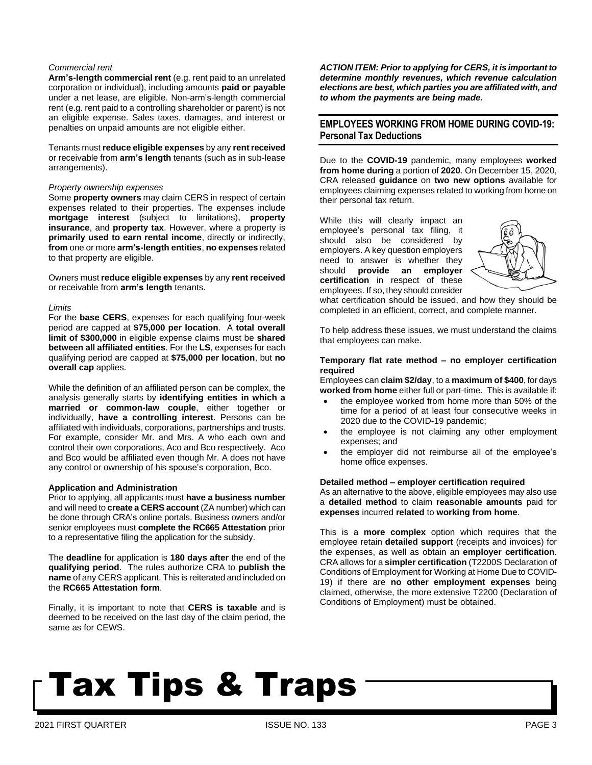*Commercial rent*

**Arm's-length commercial rent** (e.g. rent paid to an unrelated corporation or individual), including amounts **paid or payable** under a net lease, are eligible. Non-arm's-length commercial rent (e.g. rent paid to a controlling shareholder or parent) is not an eligible expense. Sales taxes, damages, and interest or penalties on unpaid amounts are not eligible either.

Tenants must **reduce eligible expenses** by any **rent received** or receivable from **arm's length** tenants (such as in sub-lease arrangements).

*Property ownership expenses*

Some **property owners** may claim CERS in respect of certain expenses related to their properties. The expenses include **mortgage interest** (subject to limitations), **property insurance**, and **property tax**. However, where a property is **primarily used to earn rental income**, directly or indirectly, **from** one or more **arm's-length entities**, **no expenses** related to that property are eligible.

Owners must **reduce eligible expenses** by any **rent received** or receivable from **arm's length** tenants.

*Limits*

For the **base CERS**, expenses for each qualifying four-week period are capped at **$75,000 per location**. A **total overall limit of $300,000** in eligible expense claims must be **shared between all affiliated entities**. For the **LS**, expenses for each qualifying period are capped at **$75,000 per location**, but **no overall cap** applies.

While the definition of an affiliated person can be complex, the analysis generally starts by **identifying entities in which a married or common-law couple**, either together or individually, **have a controlling interest**. Persons can be affiliated with individuals, corporations, partnerships and trusts. For example, consider Mr. and Mrs. A who each own and control their own corporations, Aco and Bco respectively. Aco and Bco would be affiliated even though Mr. A does not have any control or ownership of his spouse's corporation, Bco.

**Application and Administration**

Prior to applying, all applicants must **have a business number** and will need to **create a CERS account** (ZA number) which can be done through CRA's online portals. Business owners and/or senior employees must **complete the RC665 Attestation** prior to a representative filing the application for the subsidy.

The **deadline** for application is **180 days after** the end of the **qualifying period**. The rules authorize CRA to **publish the name** of any CERS applicant. This is reiterated and included on the **RC665 Attestation form**.

Finally, it is important to note that **CERS is taxable** and is deemed to be received on the last day of the claim period, the same as for CEWS.

***ACTION ITEM: Prior to applying for CERS, it is important to determine monthly revenues, which revenue calculation elections are best, which parties you are affiliated with, and to whom the payments are being made.***

## EMPLOYEES WORKING FROM HOME DURING COVID-19: Personal Tax Deductions

Due to the **COVID-19** pandemic, many employees **worked from home during** a portion of **2020**. On December 15, 2020, CRA released **guidance** on **two new options** available for employees claiming expenses related to working from home on their personal tax return.

While this will clearly impact an employee's personal tax filing, it should also be considered by employers. A key question employers need to answer is whether they should **provide an employer certification** in respect of these employees. If so, they should consider what certification should be issued, and how they should be completed in an efficient, correct, and complete manner.

To help address these issues, we must understand the claims that employees can make.

**Temporary flat rate method – no employer certification required**

Employees can **claim $2/day**, to a **maximum of $400**, for days **worked from home** either full or part-time. This is available if:

- the employee worked from home more than 50% of the time for a period of at least four consecutive weeks in 2020 due to the COVID-19 pandemic;
- the employee is not claiming any other employment expenses; and
- the employer did not reimburse all of the employee's home office expenses.

**Detailed method – employer certification required**

As an alternative to the above, eligible employees may also use a **detailed method** to claim **reasonable amounts** paid for **expenses** incurred **related** to **working from home**.

This is a **more complex** option which requires that the employee retain **detailed support** (receipts and invoices) for the expenses, as well as obtain an **employer certification**. CRA allows for a **simpler certification** (T2200S Declaration of Conditions of Employment for Working at Home Due to COVID-19) if there are **no other employment expenses** being claimed, otherwise, the more extensive T2200 (Declaration of Conditions of Employment) must be obtained.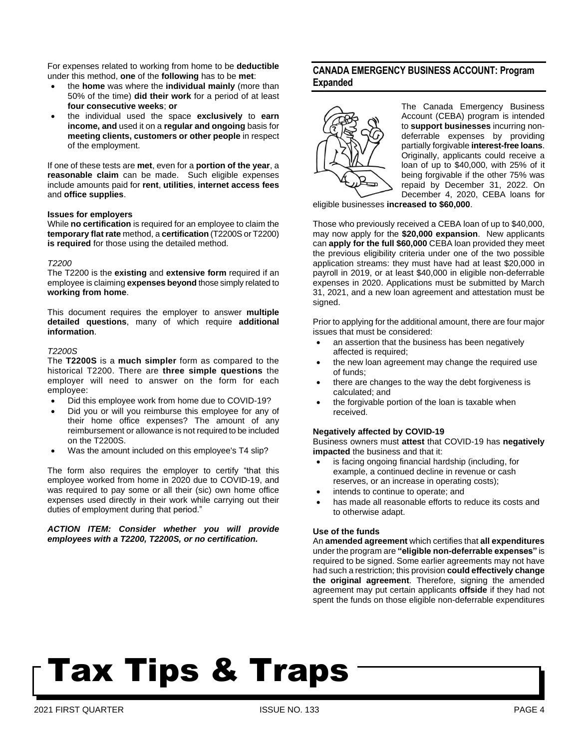For expenses related to working from home to be **deductible** under this method, **one** of the **following** has to be **met**:

- the **home** was where the **individual mainly** (more than 50% of the time) **did their work** for a period of at least **four consecutive weeks**; **or**
- the individual used the space **exclusively** to **earn income, and** used it on a **regular and ongoing** basis for **meeting clients, customers or other people** in respect of the employment.

If one of these tests are **met**, even for a **portion of the year**, a **reasonable claim** can be made. Such eligible expenses include amounts paid for **rent**, **utilities**, **internet access fees** and **office supplies**.

**Issues for employers**

While **no certification** is required for an employee to claim the **temporary flat rate** method, a **certification** (T2200S or T2200) **is required** for those using the detailed method.

*T2200*

The T2200 is the **existing** and **extensive form** required if an employee is claiming **expenses beyond** those simply related to **working from home**.

This document requires the employer to answer **multiple detailed questions**, many of which require **additional information**.

*T2200S*

The **T2200S** is a **much simpler** form as compared to the historical T2200. There are **three simple questions** the employer will need to answer on the form for each employee:

- Did this employee work from home due to COVID-19?
- Did you or will you reimburse this employee for any of their home office expenses? The amount of any reimbursement or allowance is not required to be included on the T2200S.
- Was the amount included on this employee's T4 slip?

The form also requires the employer to certify "that this employee worked from home in 2020 due to COVID-19, and was required to pay some or all their (sic) own home office expenses used directly in their work while carrying out their duties of employment during that period."

***ACTION ITEM: Consider whether you will provide employees with a T2200, T2200S, or no certification.***

## CANADA EMERGENCY BUSINESS ACCOUNT: Program Expanded

The Canada Emergency Business Account (CEBA) program is intended to **support businesses** incurring non-deferrable expenses by providing partially forgivable **interest-free loans**. Originally, applicants could receive a loan of up to $40,000, with 25% of it being forgivable if the other 75% was repaid by December 31, 2022. On December 4, 2020, CEBA loans for eligible businesses **increased to $60,000**.

Those who previously received a CEBA loan of up to $40,000, may now apply for the **$20,000 expansion**. New applicants can **apply for the full $60,000** CEBA loan provided they meet the previous eligibility criteria under one of the two possible application streams: they must have had at least $20,000 in payroll in 2019, or at least $40,000 in eligible non-deferrable expenses in 2020. Applications must be submitted by March 31, 2021, and a new loan agreement and attestation must be signed.

Prior to applying for the additional amount, there are four major issues that must be considered:

- an assertion that the business has been negatively affected is required;
- the new loan agreement may change the required use of funds;
- there are changes to the way the debt forgiveness is calculated; and
- the forgivable portion of the loan is taxable when received.

**Negatively affected by COVID-19**

Business owners must **attest** that COVID-19 has **negatively impacted** the business and that it:

- is facing ongoing financial hardship (including, for example, a continued decline in revenue or cash reserves, or an increase in operating costs);
- intends to continue to operate; and
- has made all reasonable efforts to reduce its costs and to otherwise adapt.

**Use of the funds**

An **amended agreement** which certifies that **all expenditures** under the program are **"eligible non-deferrable expenses"** is required to be signed. Some earlier agreements may not have had such a restriction; this provision **could effectively change the original agreement**. Therefore, signing the amended agreement may put certain applicants **offside** if they had not spent the funds on those eligible non-deferrable expenditures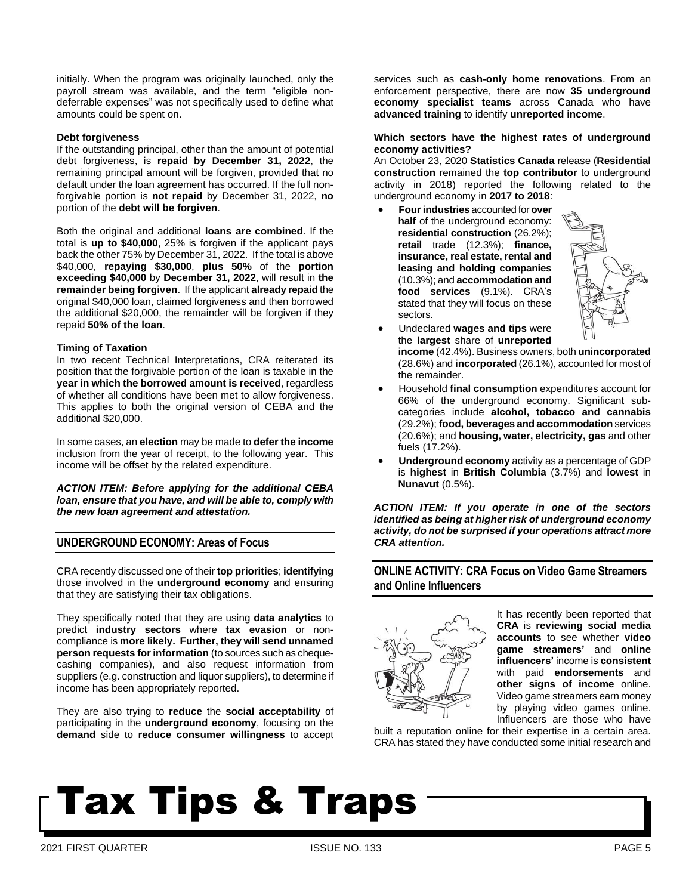initially. When the program was originally launched, only the payroll stream was available, and the term "eligible non-deferrable expenses" was not specifically used to define what amounts could be spent on.

**Debt forgiveness**

If the outstanding principal, other than the amount of potential debt forgiveness, is **repaid by December 31, 2022**, the remaining principal amount will be forgiven, provided that no default under the loan agreement has occurred. If the full non-forgivable portion is **not repaid** by December 31, 2022, **no** portion of the **debt will be forgiven**.

Both the original and additional **loans are combined**. If the total is **up to $40,000**, 25% is forgiven if the applicant pays back the other 75% by December 31, 2022. If the total is above $40,000, **repaying $30,000**, **plus 50%** of the **portion exceeding $40,000** by **December 31, 2022**, will result in **the remainder being forgiven**. If the applicant **already repaid** the original $40,000 loan, claimed forgiveness and then borrowed the additional $20,000, the remainder will be forgiven if they repaid **50% of the loan**.

**Timing of Taxation**

In two recent Technical Interpretations, CRA reiterated its position that the forgivable portion of the loan is taxable in the **year in which the borrowed amount is received**, regardless of whether all conditions have been met to allow forgiveness. This applies to both the original version of CEBA and the additional $20,000.

In some cases, an **election** may be made to **defer the income** inclusion from the year of receipt, to the following year. This income will be offset by the related expenditure.

***ACTION ITEM: Before applying for the additional CEBA loan, ensure that you have, and will be able to, comply with the new loan agreement and attestation.***

## UNDERGROUND ECONOMY: Areas of Focus

CRA recently discussed one of their **top priorities**; **identifying** those involved in the **underground economy** and ensuring that they are satisfying their tax obligations.

They specifically noted that they are using **data analytics** to predict **industry sectors** where **tax evasion** or non-compliance is **more likely. Further, they will send unnamed person requests for information** (to sources such as cheque-cashing companies), and also request information from suppliers (e.g. construction and liquor suppliers), to determine if income has been appropriately reported.

They are also trying to **reduce** the **social acceptability** of participating in the **underground economy**, focusing on the **demand** side to **reduce consumer willingness** to accept services such as **cash-only home renovations**. From an enforcement perspective, there are now **35 underground economy specialist teams** across Canada who have **advanced training** to identify **unreported income**.

**Which sectors have the highest rates of underground economy activities?**

An October 23, 2020 **Statistics Canada** release (**Residential construction** remained the **top contributor** to underground activity in 2018) reported the following related to the underground economy in **2017 to 2018**:

- **Four industries** accounted for **over half** of the underground economy: **residential construction** (26.2%); **retail** trade (12.3%); **finance, insurance, real estate, rental and leasing and holding companies** (10.3%); and **accommodation and food services** (9.1%). CRA's stated that they will focus on these sectors.
- Undeclared **wages and tips** were the **largest** share of **unreported income** (42.4%). Business owners, both **unincorporated** (28.6%) and **incorporated** (26.1%), accounted for most of the remainder.
- Household **final consumption** expenditures account for 66% of the underground economy. Significant sub-categories include **alcohol, tobacco and cannabis** (29.2%); **food, beverages and accommodation** services (20.6%); and **housing, water, electricity, gas** and other fuels (17.2%).
- **Underground economy** activity as a percentage of GDP is **highest** in **British Columbia** (3.7%) and **lowest** in **Nunavut** (0.5%).

***ACTION ITEM: If you operate in one of the sectors identified as being at higher risk of underground economy activity, do not be surprised if your operations attract more CRA attention.***

## ONLINE ACTIVITY: CRA Focus on Video Game Streamers and Online Influencers

It has recently been reported that **CRA** is **reviewing social media accounts** to see whether **video game streamers'** and **online influencers'** income is **consistent** with paid **endorsements** and **other signs of income** online. Video game streamers earn money by playing video games online. Influencers are those who have built a reputation online for their expertise in a certain area. CRA has stated they have conducted some initial research and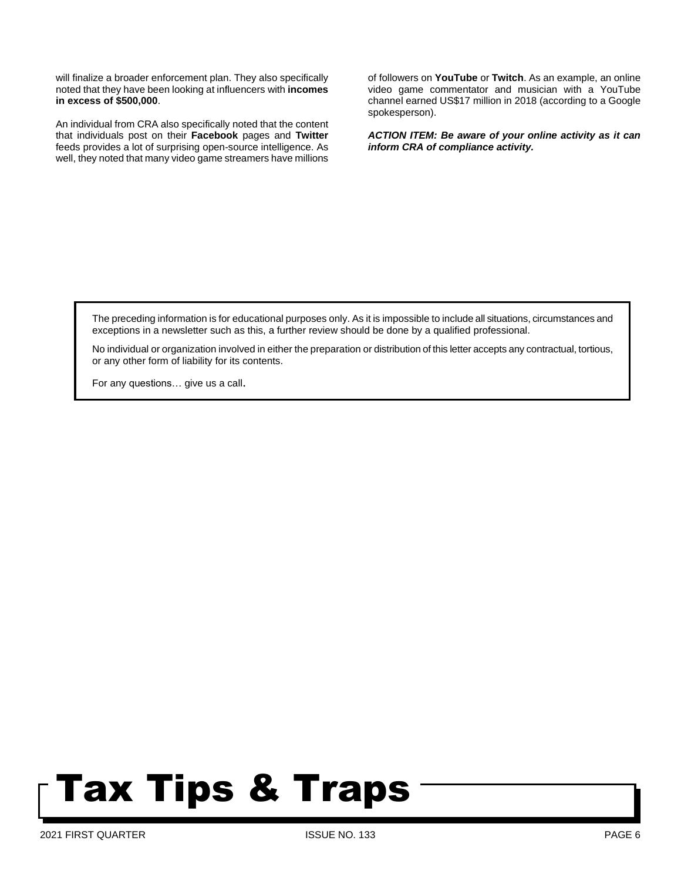will finalize a broader enforcement plan. They also specifically noted that they have been looking at influencers with **incomes in excess of $500,000**.

An individual from CRA also specifically noted that the content that individuals post on their **Facebook** pages and **Twitter** feeds provides a lot of surprising open-source intelligence. As well, they noted that many video game streamers have millions of followers on **YouTube** or **Twitch**. As an example, an online video game commentator and musician with a YouTube channel earned US$17 million in 2018 (according to a Google spokesperson).

***ACTION ITEM: Be aware of your online activity as it can inform CRA of compliance activity.***

---

The preceding information is for educational purposes only. As it is impossible to include all situations, circumstances and exceptions in a newsletter such as this, a further review should be done by a qualified professional.

No individual or organization involved in either the preparation or distribution of this letter accepts any contractual, tortious, or any other form of liability for its contents.

For any questions… give us a call.

---